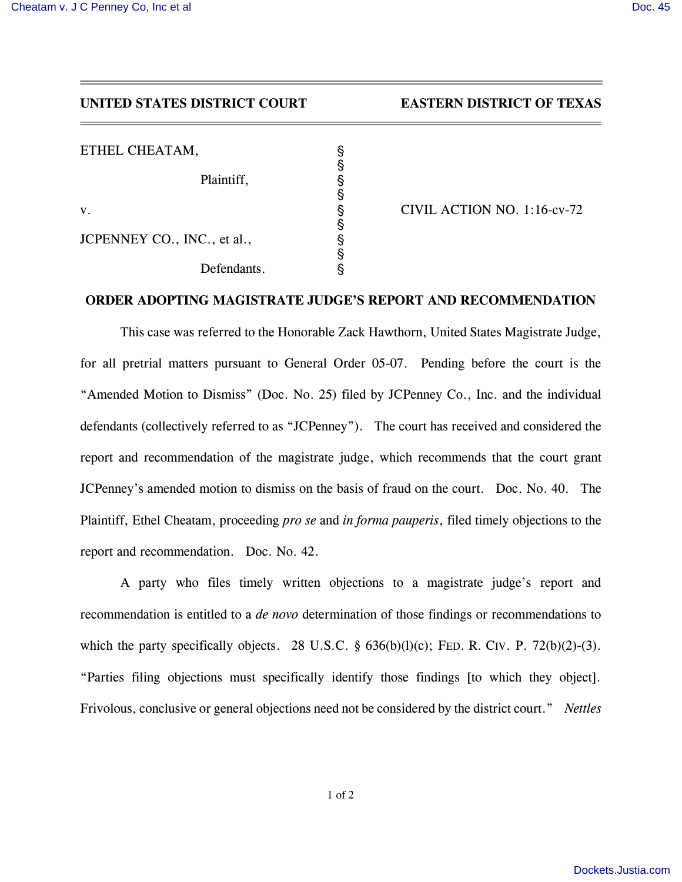**UNITED STATES DISTRICT COURT** | **EASTERN DISTRICT OF TEXAS**

ETHEL CHEATAM,
Plaintiff,

v.

JCPENNEY CO., INC., et al.,
Defendants.

CIVIL ACTION NO. 1:16-cv-72

## ORDER ADOPTING MAGISTRATE JUDGE'S REPORT AND RECOMMENDATION

This case was referred to the Honorable Zack Hawthorn, United States Magistrate Judge, for all pretrial matters pursuant to General Order 05-07. Pending before the court is the "Amended Motion to Dismiss" (Doc. No. 25) filed by JCPenney Co., Inc. and the individual defendants (collectively referred to as "JCPenney"). The court has received and considered the report and recommendation of the magistrate judge, which recommends that the court grant JCPenney's amended motion to dismiss on the basis of fraud on the court. Doc. No. 40. The Plaintiff, Ethel Cheatam, proceeding *pro se* and *in forma pauperis*, filed timely objections to the report and recommendation. Doc. No. 42.

A party who files timely written objections to a magistrate judge's report and recommendation is entitled to a *de novo* determination of those findings or recommendations to which the party specifically objects. 28 U.S.C. § 636(b)(l)(c); FED. R. CIV. P. 72(b)(2)-(3). "Parties filing objections must specifically identify those findings [to which they object]. Frivolous, conclusive or general objections need not be considered by the district court." *Nettles*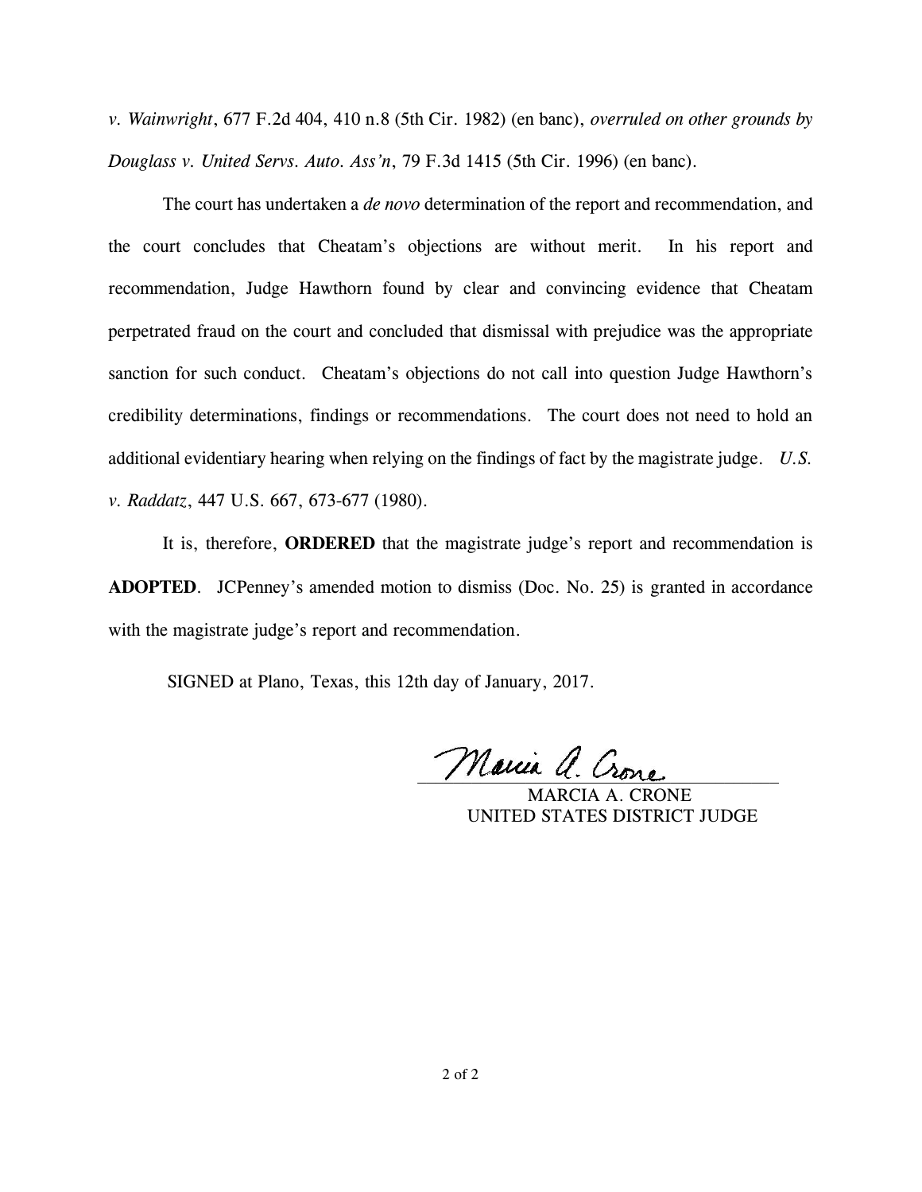*v. Wainwright*, 677 F.2d 404, 410 n.8 (5th Cir. 1982) (en banc), *overruled on other grounds by Douglass v. United Servs. Auto. Ass'n*, 79 F.3d 1415 (5th Cir. 1996) (en banc).

The court has undertaken a *de novo* determination of the report and recommendation, and the court concludes that Cheatam's objections are without merit. In his report and recommendation, Judge Hawthorn found by clear and convincing evidence that Cheatam perpetrated fraud on the court and concluded that dismissal with prejudice was the appropriate sanction for such conduct. Cheatam's objections do not call into question Judge Hawthorn's credibility determinations, findings or recommendations. The court does not need to hold an additional evidentiary hearing when relying on the findings of fact by the magistrate judge. *U.S. v. Raddatz*, 447 U.S. 667, 673-677 (1980).

It is, therefore, **ORDERED** that the magistrate judge's report and recommendation is **ADOPTED**. JCPenney's amended motion to dismiss (Doc. No. 25) is granted in accordance with the magistrate judge's report and recommendation.

SIGNED at Plano, Texas, this 12th day of January, 2017.

Marcia A. Crone

MARCIA A. CRONE
UNITED STATES DISTRICT JUDGE